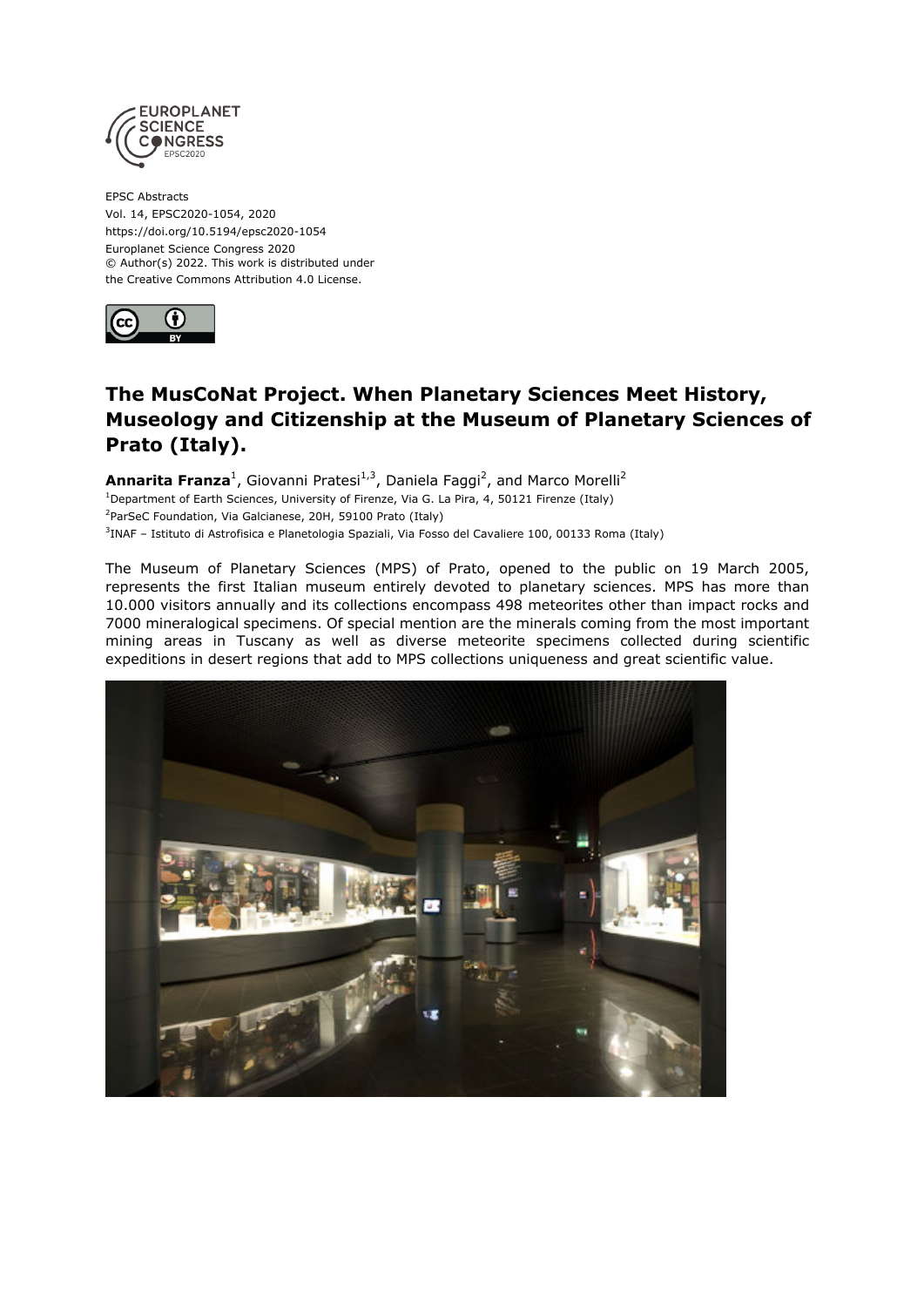EPSC Abstracts
Vol. 14, EPSC2020-1054, 2020
https://doi.org/10.5194/epsc2020-1054
Europlanet Science Congress 2020
© Author(s) 2022. This work is distributed under
the Creative Commons Attribution 4.0 License.

# The MusCoNat Project. When Planetary Sciences Meet History, Museology and Citizenship at the Museum of Planetary Sciences of Prato (Italy).

**Annarita Franza**[1], Giovanni Pratesi[1,3], Daniela Faggi[2], and Marco Morelli[2]

[1]Department of Earth Sciences, University of Firenze, Via G. La Pira, 4, 50121 Firenze (Italy)
[2]ParSeC Foundation, Via Galcianese, 20H, 59100 Prato (Italy)
[3]INAF – Istituto di Astrofisica e Planetologia Spaziali, Via Fosso del Cavaliere 100, 00133 Roma (Italy)

The Museum of Planetary Sciences (MPS) of Prato, opened to the public on 19 March 2005, represents the first Italian museum entirely devoted to planetary sciences. MPS has more than 10.000 visitors annually and its collections encompass 498 meteorites other than impact rocks and 7000 mineralogical specimens. Of special mention are the minerals coming from the most important mining areas in Tuscany as well as diverse meteorite specimens collected during scientific expeditions in desert regions that add to MPS collections uniqueness and great scientific value.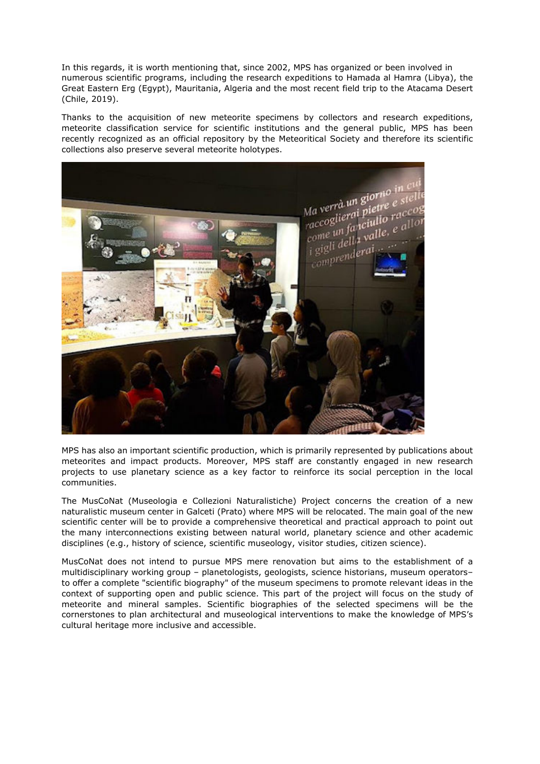In this regards, it is worth mentioning that, since 2002, MPS has organized or been involved in numerous scientific programs, including the research expeditions to Hamada al Hamra (Libya), the Great Eastern Erg (Egypt), Mauritania, Algeria and the most recent field trip to the Atacama Desert (Chile, 2019).

Thanks to the acquisition of new meteorite specimens by collectors and research expeditions, meteorite classification service for scientific institutions and the general public, MPS has been recently recognized as an official repository by the Meteoritical Society and therefore its scientific collections also preserve several meteorite holotypes.

MPS has also an important scientific production, which is primarily represented by publications about meteorites and impact products. Moreover, MPS staff are constantly engaged in new research projects to use planetary science as a key factor to reinforce its social perception in the local communities.

The MusCoNat (Museologia e Collezioni Naturalistiche) Project concerns the creation of a new naturalistic museum center in Galceti (Prato) where MPS will be relocated. The main goal of the new scientific center will be to provide a comprehensive theoretical and practical approach to point out the many interconnections existing between natural world, planetary science and other academic disciplines (e.g., history of science, scientific museology, visitor studies, citizen science).

MusCoNat does not intend to pursue MPS mere renovation but aims to the establishment of a multidisciplinary working group – planetologists, geologists, science historians, museum operators– to offer a complete "scientific biography" of the museum specimens to promote relevant ideas in the context of supporting open and public science. This part of the project will focus on the study of meteorite and mineral samples. Scientific biographies of the selected specimens will be the cornerstones to plan architectural and museological interventions to make the knowledge of MPS's cultural heritage more inclusive and accessible.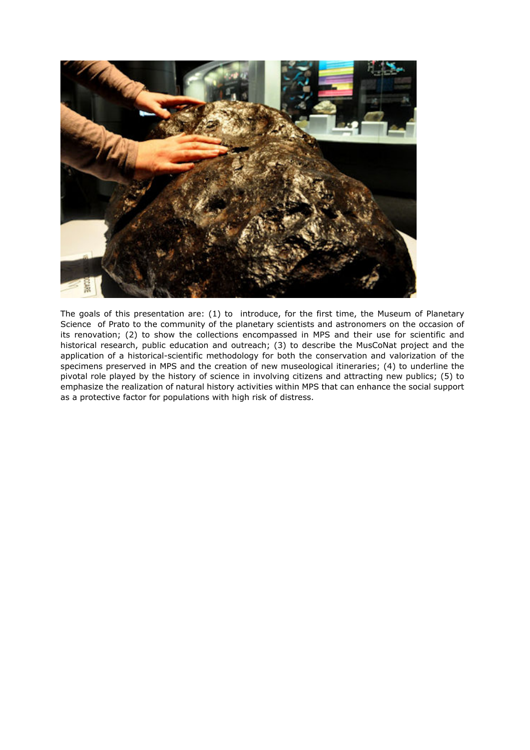The goals of this presentation are: (1) to introduce, for the first time, the Museum of Planetary Science of Prato to the community of the planetary scientists and astronomers on the occasion of its renovation; (2) to show the collections encompassed in MPS and their use for scientific and historical research, public education and outreach; (3) to describe the MusCoNat project and the application of a historical-scientific methodology for both the conservation and valorization of the specimens preserved in MPS and the creation of new museological itineraries; (4) to underline the pivotal role played by the history of science in involving citizens and attracting new publics; (5) to emphasize the realization of natural history activities within MPS that can enhance the social support as a protective factor for populations with high risk of distress.